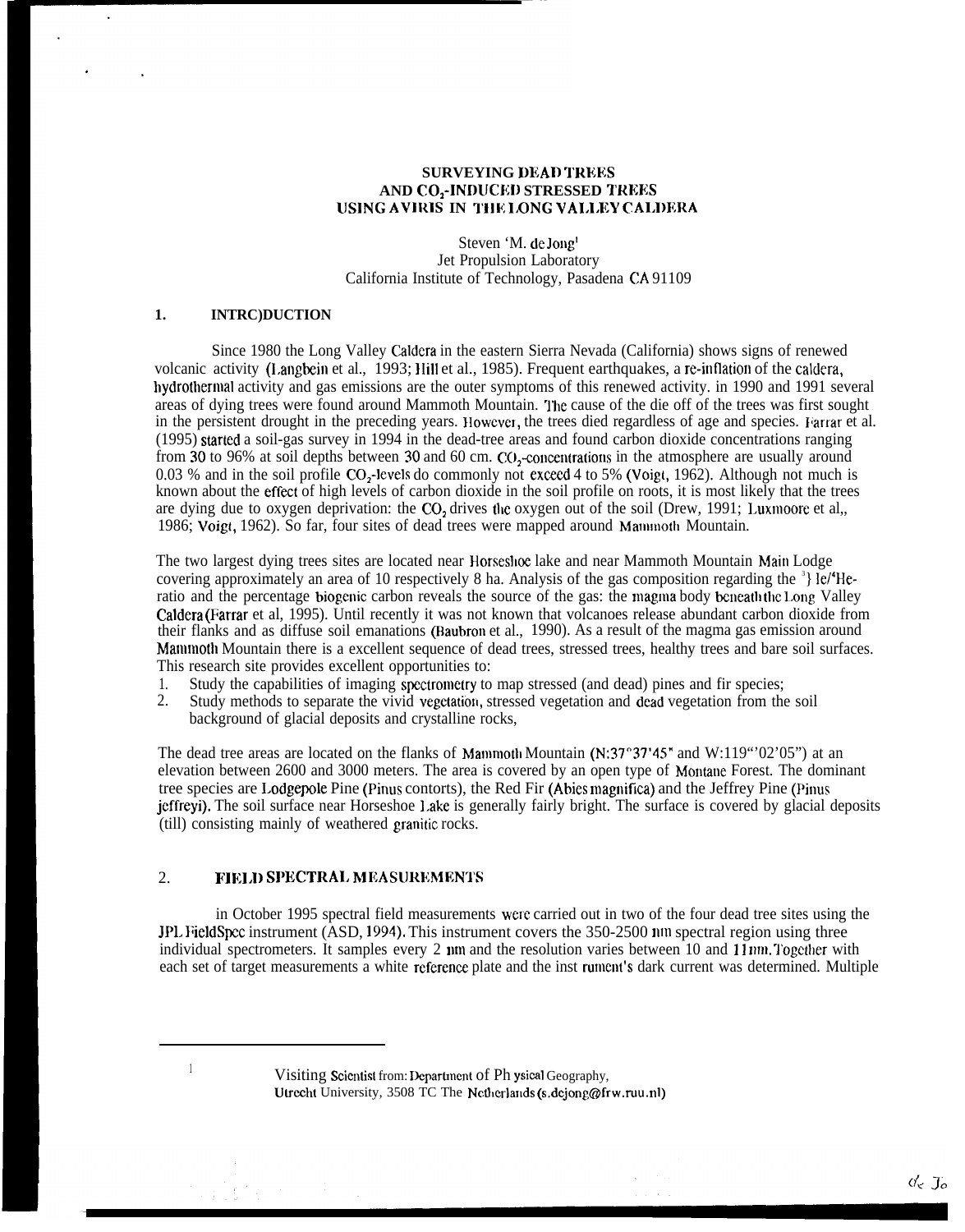# SURVEYING DEAD TREES AND $CO_2$-INDUCED STRESSED TREES USING AVIRIS IN THE LONG VALLEY CALDERA

Steven M. de Jong[1]
Jet Propulsion Laboratory
California Institute of Technology, Pasadena CA 91109

## 1. INTRODUCTION

Since 1980 the Long Valley Caldera in the eastern Sierra Nevada (California) shows signs of renewed volcanic activity (Langbein et al., 1993; Hill et al., 1985). Frequent earthquakes, a re-inflation of the caldera, hydrothermal activity and gas emissions are the outer symptoms of this renewed activity. in 1990 and 1991 several areas of dying trees were found around Mammoth Mountain. The cause of the die off of the trees was first sought in the persistent drought in the preceding years. However, the trees died regardless of age and species. Farrar et al. (1995) started a soil-gas survey in 1994 in the dead-tree areas and found carbon dioxide concentrations ranging from 30 to 96% at soil depths between 30 and 60 cm. $CO_2$-concentrations in the atmosphere are usually around 0.03 % and in the soil profile $CO_2$-levels do commonly not exceed 4 to 5% (Voigt, 1962). Although not much is known about the effect of high levels of carbon dioxide in the soil profile on roots, it is most likely that the trees are dying due to oxygen deprivation: the $CO_2$ drives the oxygen out of the soil (Drew, 1991; Luxmoore et al., 1986; Voigt, 1962). So far, four sites of dead trees were mapped around Mammoth Mountain.

The two largest dying trees sites are located near Horseshoe lake and near Mammoth Mountain Main Lodge covering approximately an area of 10 respectively 8 ha. Analysis of the gas composition regarding the $^3He/^4He$-ratio and the percentage biogenic carbon reveals the source of the gas: the magma body beneath the Long Valley Caldera (Farrar et al, 1995). Until recently it was not known that volcanoes release abundant carbon dioxide from their flanks and as diffuse soil emanations (Baubron et al., 1990). As a result of the magma gas emission around Mammoth Mountain there is a excellent sequence of dead trees, stressed trees, healthy trees and bare soil surfaces. This research site provides excellent opportunities to:

1. Study the capabilities of imaging spectrometry to map stressed (and dead) pines and fir species;
2. Study methods to separate the vivid vegetation, stressed vegetation and dead vegetation from the soil background of glacial deposits and crystalline rocks,

The dead tree areas are located on the flanks of Mammoth Mountain (N:37°37'45" and W:119°02'05") at an elevation between 2600 and 3000 meters. The area is covered by an open type of Montane Forest. The dominant tree species are Lodgepole Pine (Pinus contorts), the Red Fir (Abies magnifica) and the Jeffrey Pine (Pinus jeffreyi). The soil surface near Horseshoe Lake is generally fairly bright. The surface is covered by glacial deposits (till) consisting mainly of weathered granitic rocks.

## 2. FIELD SPECTRAL MEASUREMENTS

in October 1995 spectral field measurements were carried out in two of the four dead tree sites using the JPL FieldSpec instrument (ASD, 1994). This instrument covers the 350-2500 nm spectral region using three individual spectrometers. It samples every 2 nm and the resolution varies between 10 and 11 nm. Together with each set of target measurements a white reference plate and the instrument's dark current was determined. Multiple

---

[1] Visiting Scientist from: Department of Physical Geography, Utrecht University, 3508 TC The Netherlands (s.dejong@frw.ruu.nl)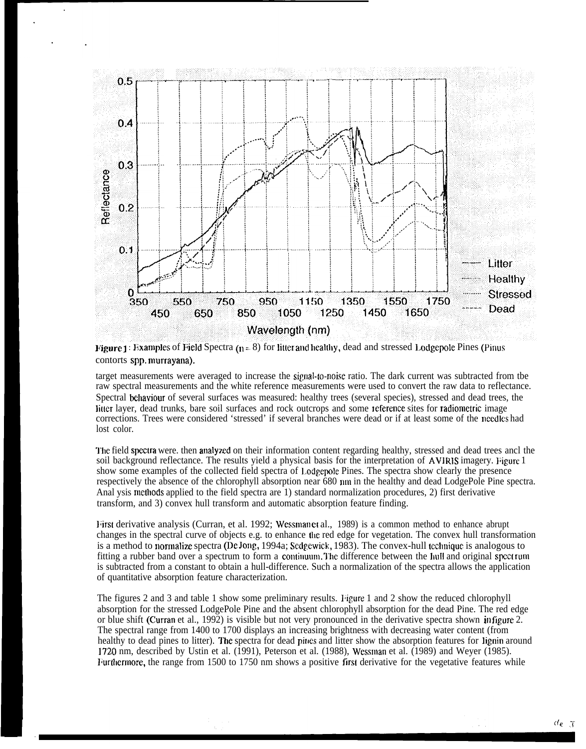**Figure 1**: Examples of Field Spectra (n = 8) for litter and healthy, dead and stressed Lodgepole Pines (Pinus contorts spp. murrayana).

target measurements were averaged to increase the signal-to-noise ratio. The dark current was subtracted from tbe raw spectral measurements and the white reference measurements were used to convert the raw data to reflectance. Spectral behaviour of several surfaces was measured: healthy trees (several species), stressed and dead trees, the litter layer, dead trunks, bare soil surfaces and rock outcrops and some reference sites for radiometric image corrections. Trees were considered 'stressed' if several branches were dead or if at least some of the needles had lost color.

The field spectra were. then analyzed on their information content regarding healthy, stressed and dead trees ancl the soil background reflectance. The results yield a physical basis for the interpretation of AVIRIS imagery. Figure 1 show some examples of the collected field spectra of Lodgepole Pines. The spectra show clearly the presence respectively the absence of the chlorophyll absorption near 680 nm in the healthy and dead LodgePole Pine spectra. Anal ysis methods applied to the field spectra are 1) standard normalization procedures, 2) first derivative transform, and 3) convex hull transform and automatic absorption feature finding.

First derivative analysis (Curran, et al. 1992; Wessman et al., 1989) is a common method to enhance abrupt changes in the spectral curve of objects e.g. to enhance the red edge for vegetation. The convex hull transformation is a method to normalize spectra (De Jong, 1994a; Sedgewick, 1983). The convex-hull technique is analogous to fitting a rubber band over a spectrum to form a continuum. The difference between the hull and original spectrum is subtracted from a constant to obtain a hull-difference. Such a normalization of the spectra allows the application of quantitative absorption feature characterization.

The figures 2 and 3 and table 1 show some preliminary results. Figure 1 and 2 show the reduced chlorophyll absorption for the stressed LodgePole Pine and the absent chlorophyll absorption for the dead Pine. The red edge or blue shift (Curran et al., 1992) is visible but not very pronounced in the derivative spectra shown in figure 2. The spectral range from 1400 to 1700 displays an increasing brightness with decreasing water content (from healthy to dead pines to litter). The spectra for dead pines and litter show the absorption features for lignin around 1720 nm, described by Ustin et al. (1991), Peterson et al. (1988), Wessman et al. (1989) and Weyer (1985). Furthermore, the range from 1500 to 1750 nm shows a positive first derivative for the vegetative features while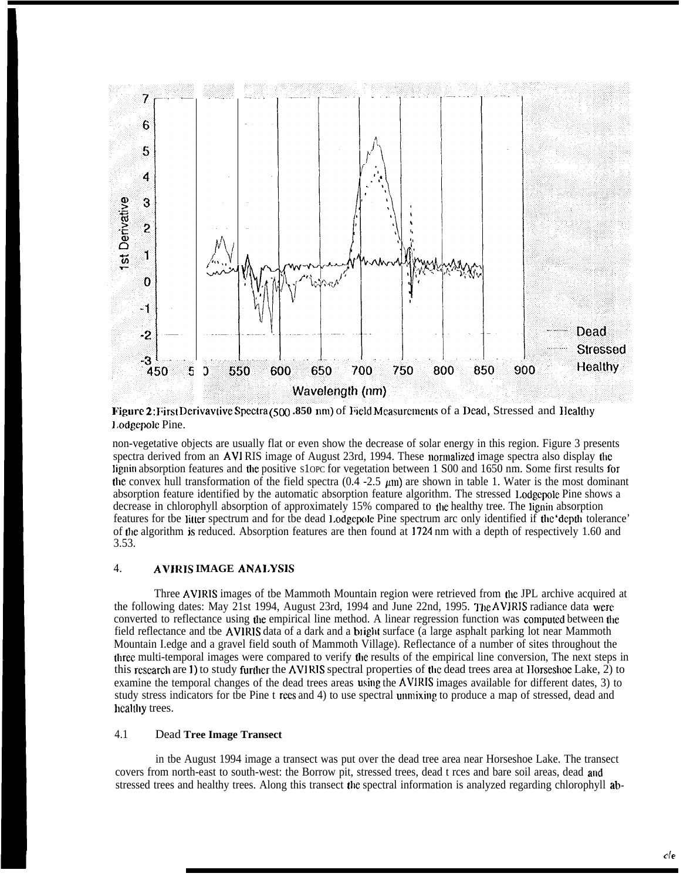Figure 2: First Derivative Spectra (500 -850 nm) of Field Measurements of a Dead, Stressed and Healthy Lodgepole Pine.

non-vegetative objects are usually flat or even show the decrease of solar energy in this region. Figure 3 presents spectra derived from an AVIRIS image of August 23rd, 1994. These normalized image spectra also display the lignin absorption features and the positive slope for vegetation between 1500 and 1650 nm. Some first results for the convex hull transformation of the field spectra (0.4 -2.5 $\mu$m) are shown in table 1. Water is the most dominant absorption feature identified by the automatic absorption feature algorithm. The stressed Lodgepole Pine shows a decrease in chlorophyll absorption of approximately 15% compared to the healthy tree. The lignin absorption features for the litter spectrum and for the dead Lodgepole Pine spectrum are only identified if the 'depth tolerance' of the algorithm is reduced. Absorption features are then found at 1724 nm with a depth of respectively 1.60 and 3.53.

## 4. AVIRIS IMAGE ANALYSIS

Three AVIRIS images of the Mammoth Mountain region were retrieved from the JPL archive acquired at the following dates: May 21st 1994, August 23rd, 1994 and June 22nd, 1995. The AVIRIS radiance data were converted to reflectance using the empirical line method. A linear regression function was computed between the field reflectance and the AVIRIS data of a dark and a bright surface (a large asphalt parking lot near Mammoth Mountain Ledge and a gravel field south of Mammoth Village). Reflectance of a number of sites throughout the three multi-temporal images were compared to verify the results of the empirical line conversion, The next steps in this research are 1) to study further the AVIRIS spectral properties of the dead trees area at Horseshoe Lake, 2) to examine the temporal changes of the dead trees areas using the AVIRIS images available for different dates, 3) to study stress indicators for the Pine trees and 4) to use spectral unmixing to produce a map of stressed, dead and healthy trees.

### 4.1 Dead Tree Image Transect

in the August 1994 image a transect was put over the dead tree area near Horseshoe Lake. The transect covers from north-east to south-west: the Borrow pit, stressed trees, dead trees and bare soil areas, dead and stressed trees and healthy trees. Along this transect the spectral information is analyzed regarding chlorophyll ab-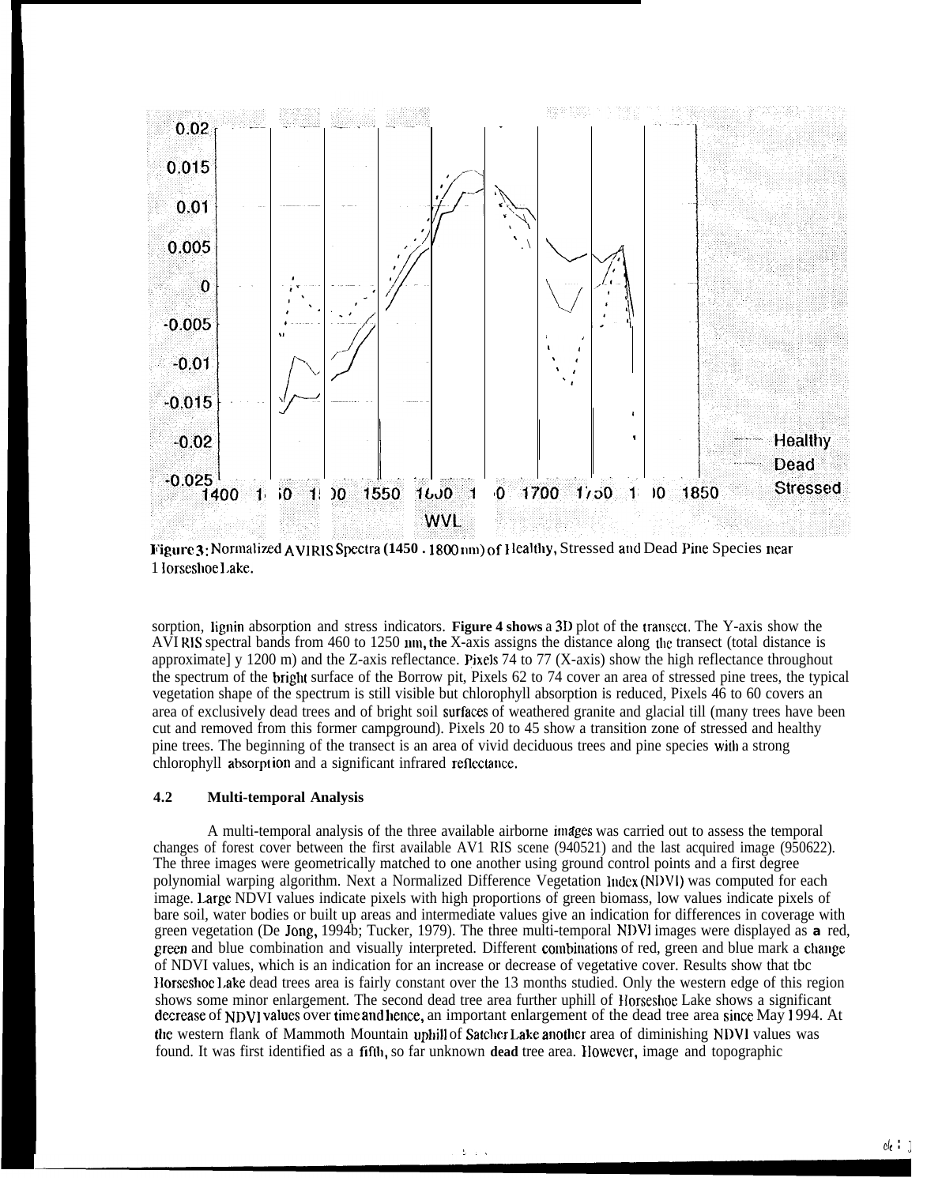**Figure 3**: Normalized AVIRIS Spectra (1450 - 1800 nm) of Healthy, Stressed and Dead Pine Species near Horseshoe Lake.

sorption, lignin absorption and stress indicators. **Figure 4 shows** a 3D plot of the transect. The Y-axis show the AVIRIS spectral bands from 460 to 1250 nm, **the** X-axis assigns the distance along the transect (total distance is approximatel y 1200 m) and the Z-axis reflectance. Pixels 74 to 77 (X-axis) show the high reflectance throughout the spectrum of the bright surface of the Borrow pit, Pixels 62 to 74 cover an area of stressed pine trees, the typical vegetation shape of the spectrum is still visible but chlorophyll absorption is reduced, Pixels 46 to 60 covers an area of exclusively dead trees and of bright soil surfaces of weathered granite and glacial till (many trees have been cut and removed from this former campground). Pixels 20 to 45 show a transition zone of stressed and healthy pine trees. The beginning of the transect is an area of vivid deciduous trees and pine species with a strong chlorophyll absorption and a significant infrared reflectance.

#### 4.2 Multi-temporal Analysis

A multi-temporal analysis of the three available airborne images was carried out to assess the temporal changes of forest cover between the first available AVIRIS scene (940521) and the last acquired image (950622). The three images were geometrically matched to one another using ground control points and a first degree polynomial warping algorithm. Next a Normalized Difference Vegetation Index (NDVI) was computed for each image. Large NDVI values indicate pixels with high proportions of green biomass, low values indicate pixels of bare soil, water bodies or built up areas and intermediate values give an indication for differences in coverage with green vegetation (De Jong, 1994b; Tucker, 1979). The three multi-temporal NDVI images were displayed as **a** red, green and blue combination and visually interpreted. Different combinations of red, green and blue mark a change of NDVI values, which is an indication for an increase or decrease of vegetative cover. Results show that the Horseshoe Lake dead trees area is fairly constant over the 13 months studied. Only the western edge of this region shows some minor enlargement. The second dead tree area further uphill of Horseshoe Lake shows a significant decrease of NDVI values over time and hence, an important enlargement of the dead tree area since May 1994. At the western flank of Mammoth Mountain uphill of Satcher Lake another area of diminishing NDVI values was found. It was first identified as a fifth, so far unknown **dead** tree area. However, image and topographic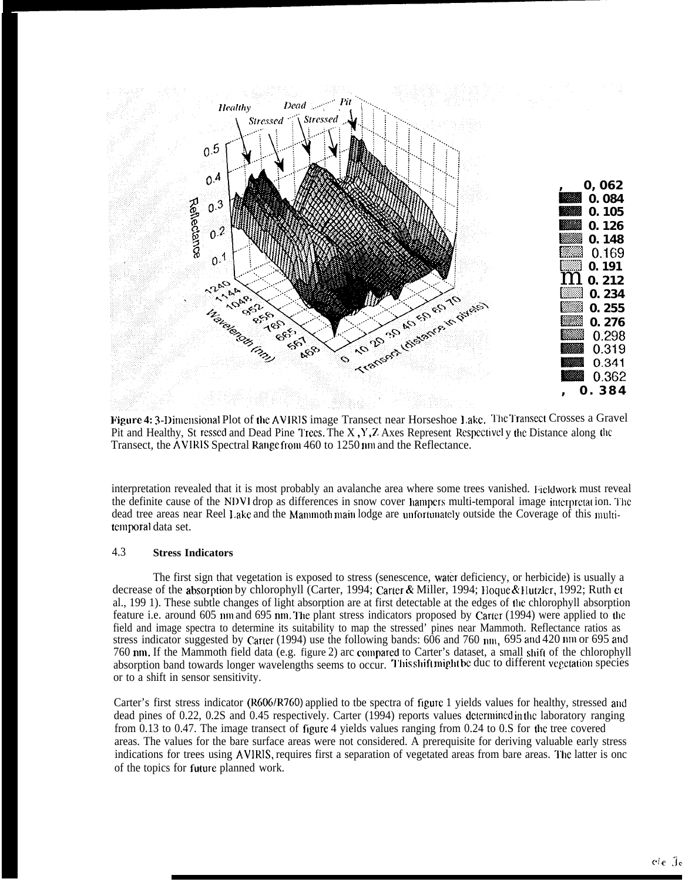**Figure 4:** 3-Dimensional Plot of the AVIRIS image Transect near Horseshoe Lake. The Transect Crosses a Gravel Pit and Healthy, Stressed and Dead Pine Trees. The X, Y, Z Axes Represent Respectively the Distance along the Transect, the AVIRIS Spectral Range from 460 to 1250 nm and the Reflectance.

interpretation revealed that it is most probably an avalanche area where some trees vanished. Fieldwork must reveal the definite cause of the NDVI drop as differences in snow cover hampers multi-temporal image interpretation. The dead tree areas near Reel Lake and the Mammoth main lodge are unfortunately outside the Coverage of this multi-temporal data set.

### 4.3 Stress Indicators

The first sign that vegetation is exposed to stress (senescence, water deficiency, or herbicide) is usually a decrease of the absorption by chlorophyll (Carter, 1994; Carter & Miller, 1994; Hoque & Hutzler, 1992; Ruth et al., 1991). These subtle changes of light absorption are at first detectable at the edges of the chlorophyll absorption feature i.e. around 605 nm and 695 nm. The plant stress indicators proposed by Carter (1994) were applied to the field and image spectra to determine its suitability to map the stressed' pines near Mammoth. Reflectance ratios as stress indicator suggested by Carter (1994) use the following bands: 606 and 760 nm, 695 and 420 nm or 695 and 760 nm. If the Mammoth field data (e.g. figure 2) are compared to Carter's dataset, a small shift of the chlorophyll absorption band towards longer wavelengths seems to occur. This shift might be due to different vegetation species or to a shift in sensor sensitivity.

Carter's first stress indicator (R606/R760) applied to the spectra of figure 1 yields values for healthy, stressed and dead pines of 0.22, 0.25 and 0.45 respectively. Carter (1994) reports values determined in the laboratory ranging from 0.13 to 0.47. The image transect of figure 4 yields values ranging from 0.24 to 0.5 for the tree covered areas. The values for the bare surface areas were not considered. A prerequisite for deriving valuable early stress indications for trees using AVIRIS, requires first a separation of vegetated areas from bare areas. The latter is one of the topics for future planned work.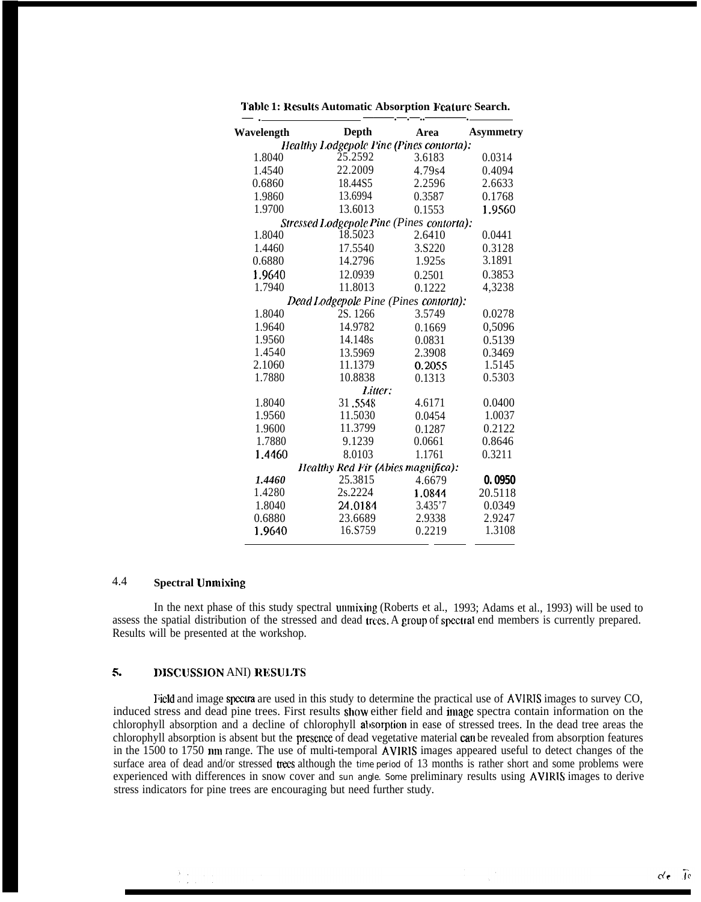**Table 1: Results Automatic Absorption Feature Search.**

| Wavelength | Depth | Area | Asymmetry |
|---|---|---|---|
| *Healthy Lodgepole Pine (Pines contorta):* | | | |
| 1.8040 | 25.2592 | 3.6183 | 0.0314 |
| 1.4540 | 22.2009 | 4.79s4 | 0.4094 |
| 0.6860 | 18.44S5 | 2.2596 | 2.6633 |
| 1.9860 | 13.6994 | 0.3587 | 0.1768 |
| 1.9700 | 13.6013 | 0.1553 | 1.9560 |
| *Stressed Lodgepole Pine (Pines contorta):* | | | |
| 1.8040 | 18.5023 | 2.6410 | 0.0441 |
| 1.4460 | 17.5540 | 3.S220 | 0.3128 |
| 0.6880 | 14.2796 | 1.925s | 3.1891 |
| 1.9640 | 12.0939 | 0.2501 | 0.3853 |
| 1.7940 | 11.8013 | 0.1222 | 4,3238 |
| *Dead Lodgepole Pine (Pines contorta):* | | | |
| 1.8040 | 2S. 1266 | 3.5749 | 0.0278 |
| 1.9640 | 14.9782 | 0.1669 | 0,5096 |
| 1.9560 | 14.148s | 0.0831 | 0.5139 |
| 1.4540 | 13.5969 | 2.3908 | 0.3469 |
| 2.1060 | 11.1379 | 0.2055 | 1.5145 |
| 1.7880 | 10.8838 | 0.1313 | 0.5303 |
| *Litter:* | | | |
| 1.8040 | 31 .5548 | 4.6171 | 0.0400 |
| 1.9560 | 11.5030 | 0.0454 | 1.0037 |
| 1.9600 | 11.3799 | 0.1287 | 0.2122 |
| 1.7880 | 9.1239 | 0.0661 | 0.8646 |
| 1.4460 | 8.0103 | 1.1761 | 0.3211 |
| *Healthy Red Fir (Abies magnifica):* | | | |
| *1.4460* | 25.3815 | 4.6679 | **0. 0950** |
| 1.4280 | 2s.2224 | 1.0844 | 20.5118 |
| 1.8040 | 24.0184 | 3.435'7 | 0.0349 |
| 0.6880 | 23.6689 | 2.9338 | 2.9247 |
| 1.9640 | 16.S759 | 0.2219 | 1.3108 |

### 4.4 Spectral Unmixing

In the next phase of this study spectral unmixing (Roberts et al., 1993; Adams et al., 1993) will be used to assess the spatial distribution of the stressed and dead trees. A group of spectral end members is currently prepared. Results will be presented at the workshop.

## 5. DISCUSSION AND RESULTS

Field and image spectra are used in this study to determine the practical use of AVIRIS images to survey CO, induced stress and dead pine trees. First results show either field and image spectra contain information on the chlorophyll absorption and a decline of chlorophyll absorption in ease of stressed trees. In the dead tree areas the chlorophyll absorption is absent but the presence of dead vegetative material can be revealed from absorption features in the 1500 to 1750 nm range. The use of multi-temporal AVIRIS images appeared useful to detect changes of the surface area of dead and/or stressed trees although the time period of 13 months is rather short and some problems were experienced with differences in snow cover and sun angle. Some preliminary results using AVIRIS images to derive stress indicators for pine trees are encouraging but need further study.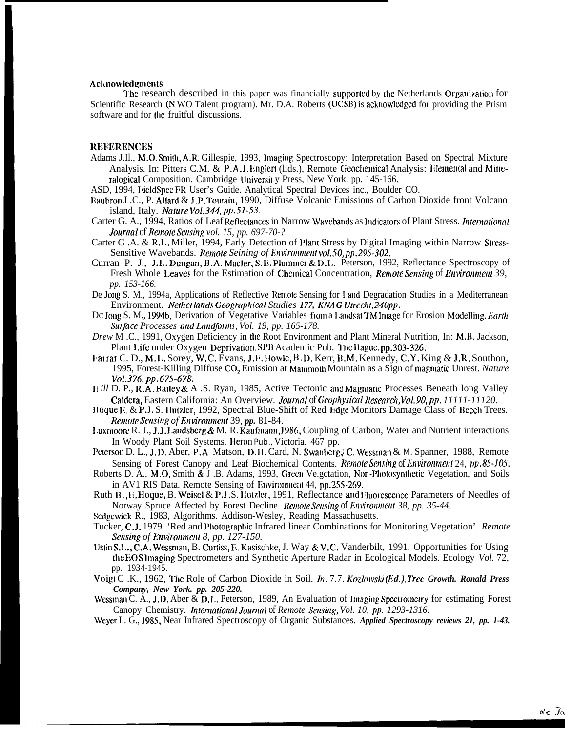### Acknowledgments

The research described in this paper was financially supported by the Netherlands Organization for Scientific Research (N WO Talent program). Mr. D.A. Roberts (UCSB) is acknowledged for providing the Prism software and for the fruitful discussions.

### REFERENCES

Adams J.H., M.O.Smith, A.R. Gillespie, 1993, Imaging Spectroscopy: Interpretation Based on Spectral Mixture Analysis. In: Pitters C.M. & P.A.J.Englert (lids.), Remote Geochemical Analysis: Elemental and Mineralogical Composition. Cambridge Universit y Press, New York. pp. 145-166.

ASD, 1994, FieldSpec FR User's Guide. Analytical Spectral Devices inc., Boulder CO.

Baubron J .C., P. Allard & J.P.Toutain, 1990, Diffuse Volcanic Emissions of Carbon Dioxide front Volcano island, Italy. *Nature Vol.344, pp.51-53.*

Carter G. A., 1994, Ratios of Leaf Reflectances in Narrow Wavebands as Indicators of Plant Stress. *International Journal of Remote Sensing vol. 15, pp. 697-70-?.*

Carter G .A. & R.L. Miller, 1994, Early Detection of Plant Stress by Digital Imaging within Narrow Stress-Sensitive Wavebands. *Remote Seining of Environment vol.50, pp.295-302.*

Curran P. J., J.L. Dungan, B.A. Macler, S.E. Plummer & D.L. Peterson, 1992, Reflectance Spectroscopy of Fresh Whole Leaves for the Estimation of Chemical Concentration, *Remote Sensing of Environment 39, pp. 153-166.*

De Jong S. M., 1994a, Applications of Reflective Remote Sensing for Land Degradation Studies in a Mediterranean Environment. *Netherlands Geographical Studies 177, KNAG Utrecht, 240pp.*

De Jong S. M., 1994b, Derivation of Vegetative Variables from a Landsat TM Image for Erosion Modelling. *Earth Surface Processes and Landforms, Vol. 19, pp. 165-178.*

*Drew* M .C., 1991, Oxygen Deficiency in the Root Environment and Plant Mineral Nutrition, In: M.B. Jackson, Plant Life under Oxygen Deprivation. SPB Academic Pub. The Hague. pp.303-326.

Farrar C. D., M.L. Sorey, W.C. Evans, J.F. Howle, B.D. Kerr, B.M. Kennedy, C.Y. King & J.R. Southon, 1995, Forest-Killing Diffuse $CO_2$ Emission at Mammoth Mountain as a Sign of magmatic Unrest. *Nature Vol.376, pp.675-678.*

H*ill* D. P., R.A. Bailey & A .S. Ryan, 1985, Active Tectonic and Magmatic Processes Beneath long Valley Caldera, Eastern California: An Overview. *Journal of Geophysical Research, Vol.90, pp. 11111-11120.*

Hoque E. & P.J. S. Hutzler, 1992, Spectral Blue-Shift of Red Edge Monitors Damage Class of Beech Trees. *Remote Sensing of Environment* 39, *pp.* 81-84.

Luxmoore R. J., J.J. Landsberg & M. R. Kaufmann, 1986, Coupling of Carbon, Water and Nutrient interactions In Woody Plant Soil Systems. Heron Pub., Victoria. 467 pp.

Peterson D. L., J.D. Aber, P.A. Matson, D.H. Card, N. Swanberg, C. Wessman & M. Spanner, 1988, Remote Sensing of Forest Canopy and Leaf Biochemical Contents. *Remote Sensing of Environment* 24, *pp.85-105.*

Roberts D. A., M.O. Smith & J .B. Adams, 1993, Green Ve.gctation, Non-Photosynthetic Vegetation, and Soils in AVI RIS Data. Remote Sensing of Environment 44, pp.255-269.

Ruth B., E. Hoque, B. Weisel & P.J.S. Hutzler, 1991, Reflectance and Fluorescence Parameters of Needles of Norway Spruce Affected by Forest Decline. *Remote Sensing of Environment 38, pp. 35-44.*

Sedgewick R., 1983, Algorithms. Addison-Wesley, Reading Massachusetts.

Tucker, C.J. 1979. 'Red and Photographic Infrared linear Combinations for Monitoring Vegetation'. *Remote Sensing of Environment 8, pp. 127-150.*

Ustin S.L., C.A. Wessman, B. Curtiss, E. Kasischke, J. Way & V.C. Vanderbilt, 1991, Opportunities for Using the EOS Imaging Spectrometers and Synthetic Aperture Radar in Ecological Models. Ecology *Vol.* 72, pp. 1934-1945.

Voigt G .K., 1962, The Role of Carbon Dioxide in Soil. *In:* 7.7. *Kozlowski (Ed.), Tree* ***Growth. Ronald Press Company, New York. pp. 205-220.***

Wessman C. A., J.D. Aber & D.L. Peterson, 1989, An Evaluation of Imaging Spectrometry for estimating Forest Canopy Chemistry. *International Journal of Remote Sensing, Vol. 10, pp. 1293-1316.*

Weyer L. G., 1985, Near Infrared Spectroscopy of Organic Substances. ***Applied Spectroscopy reviews 21, pp. 1-43.***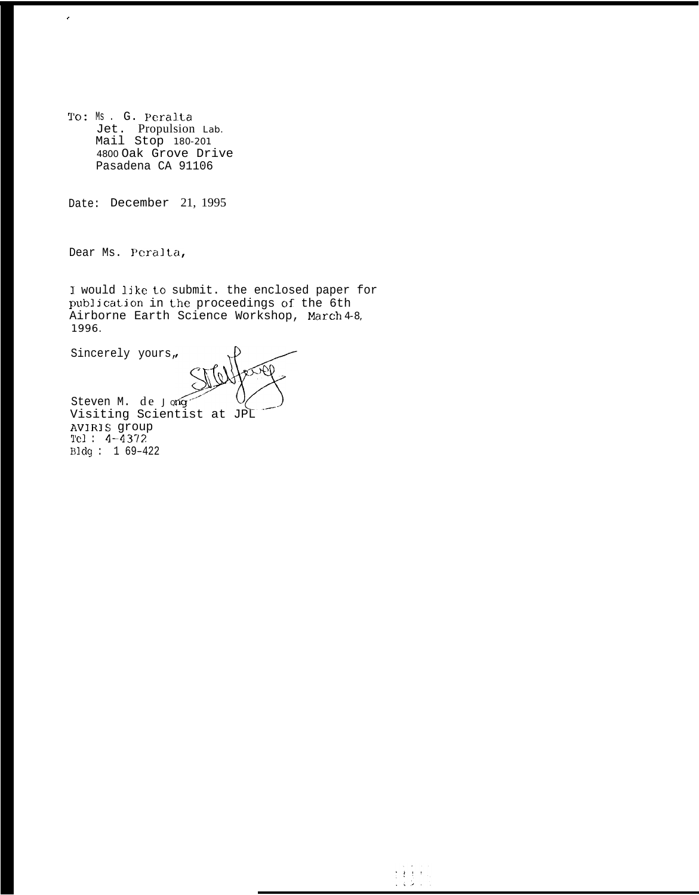To: Ms. G. Peralta
Jet. Propulsion Lab.
Mail Stop 180-201
4800 Oak Grove Drive
Pasadena CA 91106

Date: December 21, 1995

Dear Ms. Peralta,

I would like to submit. the enclosed paper for publication in the proceedings of the 6th Airborne Earth Science Workshop, March 4-8, 1996.

Sincerely yours,

Steven M. de Jong
Visiting Scientist at JPL
AVIRIS group
Tel: 4-4372
Bldg: 169-422